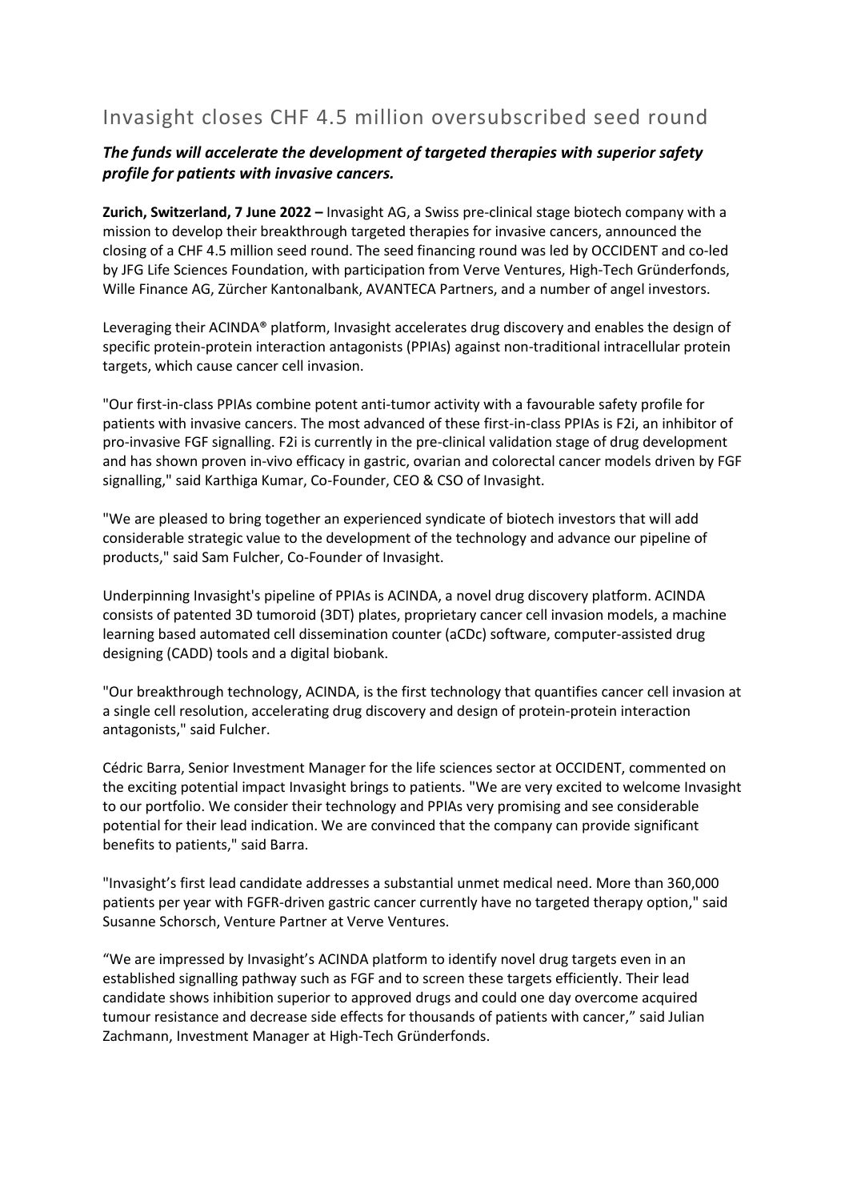# Invasight closes CHF 4.5 million oversubscribed seed round

***The funds will accelerate the development of targeted therapies with superior safety profile for patients with invasive cancers.***

**Zurich, Switzerland, 7 June 2022 –** Invasight AG, a Swiss pre-clinical stage biotech company with a mission to develop their breakthrough targeted therapies for invasive cancers, announced the closing of a CHF 4.5 million seed round. The seed financing round was led by OCCIDENT and co-led by JFG Life Sciences Foundation, with participation from Verve Ventures, High-Tech Gründerfonds, Wille Finance AG, Zürcher Kantonalbank, AVANTECA Partners, and a number of angel investors.

Leveraging their ACINDA® platform, Invasight accelerates drug discovery and enables the design of specific protein-protein interaction antagonists (PPIAs) against non-traditional intracellular protein targets, which cause cancer cell invasion.

"Our first-in-class PPIAs combine potent anti-tumor activity with a favourable safety profile for patients with invasive cancers. The most advanced of these first-in-class PPIAs is F2i, an inhibitor of pro-invasive FGF signalling. F2i is currently in the pre-clinical validation stage of drug development and has shown proven in-vivo efficacy in gastric, ovarian and colorectal cancer models driven by FGF signalling," said Karthiga Kumar, Co-Founder, CEO & CSO of Invasight.

"We are pleased to bring together an experienced syndicate of biotech investors that will add considerable strategic value to the development of the technology and advance our pipeline of products," said Sam Fulcher, Co-Founder of Invasight.

Underpinning Invasight's pipeline of PPIAs is ACINDA, a novel drug discovery platform. ACINDA consists of patented 3D tumoroid (3DT) plates, proprietary cancer cell invasion models, a machine learning based automated cell dissemination counter (aCDc) software, computer-assisted drug designing (CADD) tools and a digital biobank.

"Our breakthrough technology, ACINDA, is the first technology that quantifies cancer cell invasion at a single cell resolution, accelerating drug discovery and design of protein-protein interaction antagonists," said Fulcher.

Cédric Barra, Senior Investment Manager for the life sciences sector at OCCIDENT, commented on the exciting potential impact Invasight brings to patients. "We are very excited to welcome Invasight to our portfolio. We consider their technology and PPIAs very promising and see considerable potential for their lead indication. We are convinced that the company can provide significant benefits to patients," said Barra.

"Invasight's first lead candidate addresses a substantial unmet medical need. More than 360,000 patients per year with FGFR-driven gastric cancer currently have no targeted therapy option," said Susanne Schorsch, Venture Partner at Verve Ventures.

"We are impressed by Invasight's ACINDA platform to identify novel drug targets even in an established signalling pathway such as FGF and to screen these targets efficiently. Their lead candidate shows inhibition superior to approved drugs and could one day overcome acquired tumour resistance and decrease side effects for thousands of patients with cancer," said Julian Zachmann, Investment Manager at High-Tech Gründerfonds.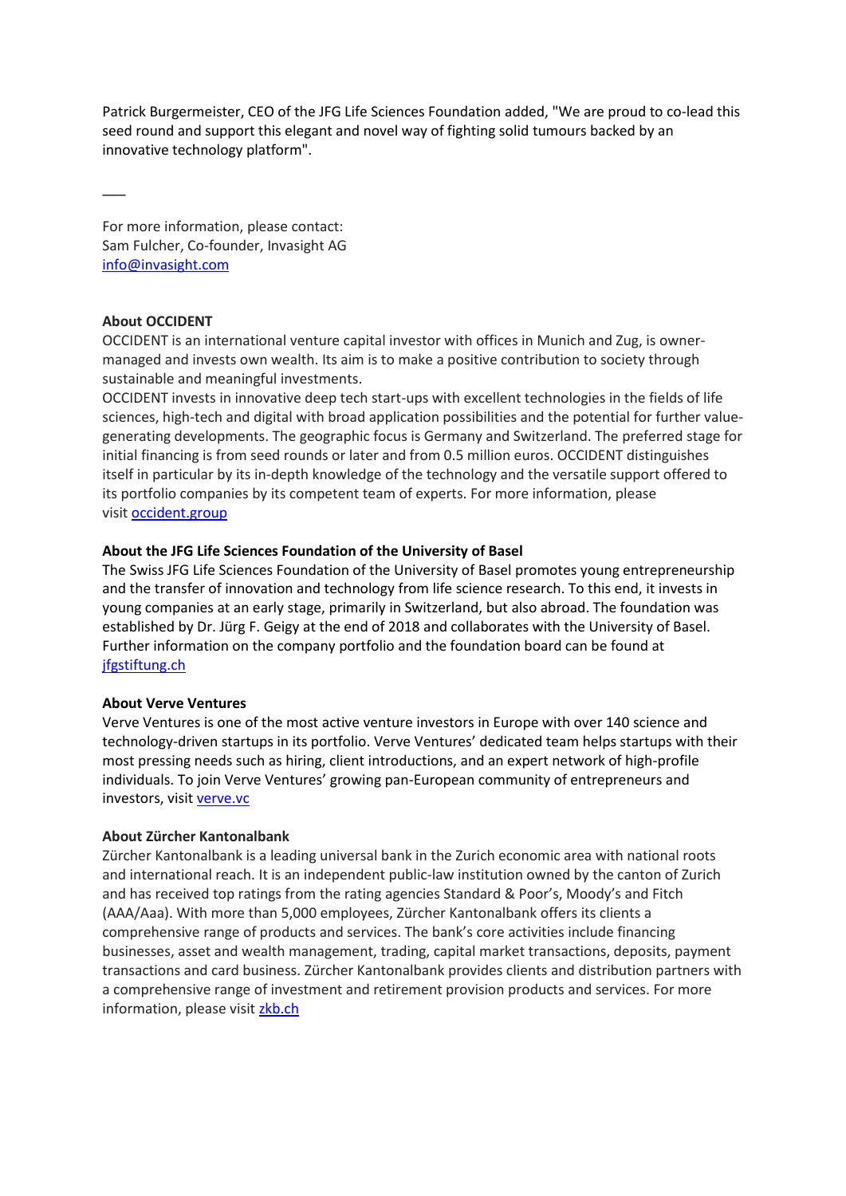Patrick Burgermeister, CEO of the JFG Life Sciences Foundation added, "We are proud to co-lead this seed round and support this elegant and novel way of fighting solid tumours backed by an innovative technology platform".

___

For more information, please contact:
Sam Fulcher, Co-founder, Invasight AG
[info@invasight.com](mailto:info@invasight.com)

**About OCCIDENT**
OCCIDENT is an international venture capital investor with offices in Munich and Zug, is owner-managed and invests own wealth. Its aim is to make a positive contribution to society through sustainable and meaningful investments.
OCCIDENT invests in innovative deep tech start-ups with excellent technologies in the fields of life sciences, high-tech and digital with broad application possibilities and the potential for further value-generating developments. The geographic focus is Germany and Switzerland. The preferred stage for initial financing is from seed rounds or later and from 0.5 million euros. OCCIDENT distinguishes itself in particular by its in-depth knowledge of the technology and the versatile support offered to its portfolio companies by its competent team of experts. For more information, please visit [occident.group](occident.group)

**About the JFG Life Sciences Foundation of the University of Basel**
The Swiss JFG Life Sciences Foundation of the University of Basel promotes young entrepreneurship and the transfer of innovation and technology from life science research. To this end, it invests in young companies at an early stage, primarily in Switzerland, but also abroad. The foundation was established by Dr. Jürg F. Geigy at the end of 2018 and collaborates with the University of Basel. Further information on the company portfolio and the foundation board can be found at [jfgstiftung.ch](jfgstiftung.ch)

**About Verve Ventures**
Verve Ventures is one of the most active venture investors in Europe with over 140 science and technology-driven startups in its portfolio. Verve Ventures' dedicated team helps startups with their most pressing needs such as hiring, client introductions, and an expert network of high-profile individuals. To join Verve Ventures' growing pan-European community of entrepreneurs and investors, visit [verve.vc](verve.vc)

**About Zürcher Kantonalbank**
Zürcher Kantonalbank is a leading universal bank in the Zurich economic area with national roots and international reach. It is an independent public-law institution owned by the canton of Zurich and has received top ratings from the rating agencies Standard & Poor's, Moody's and Fitch (AAA/Aaa). With more than 5,000 employees, Zürcher Kantonalbank offers its clients a comprehensive range of products and services. The bank's core activities include financing businesses, asset and wealth management, trading, capital market transactions, deposits, payment transactions and card business. Zürcher Kantonalbank provides clients and distribution partners with a comprehensive range of investment and retirement provision products and services. For more information, please visit [zkb.ch](zkb.ch)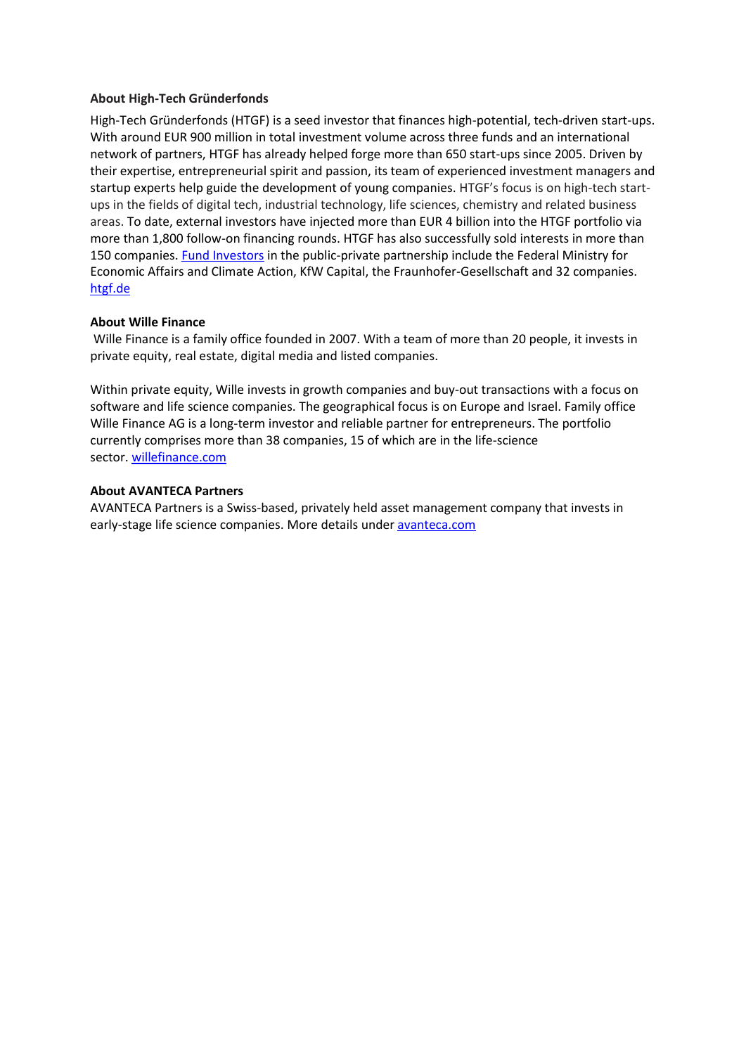**About High-Tech Gründerfonds**

High-Tech Gründerfonds (HTGF) is a seed investor that finances high-potential, tech-driven start-ups. With around EUR 900 million in total investment volume across three funds and an international network of partners, HTGF has already helped forge more than 650 start-ups since 2005. Driven by their expertise, entrepreneurial spirit and passion, its team of experienced investment managers and startup experts help guide the development of young companies. HTGF's focus is on high-tech start-ups in the fields of digital tech, industrial technology, life sciences, chemistry and related business areas. To date, external investors have injected more than EUR 4 billion into the HTGF portfolio via more than 1,800 follow-on financing rounds. HTGF has also successfully sold interests in more than 150 companies. [Fund Investors] in the public-private partnership include the Federal Ministry for Economic Affairs and Climate Action, KfW Capital, the Fraunhofer-Gesellschaft and 32 companies. [htgf.de]

**About Wille Finance**

Wille Finance is a family office founded in 2007. With a team of more than 20 people, it invests in private equity, real estate, digital media and listed companies.

Within private equity, Wille invests in growth companies and buy-out transactions with a focus on software and life science companies. The geographical focus is on Europe and Israel. Family office Wille Finance AG is a long-term investor and reliable partner for entrepreneurs. The portfolio currently comprises more than 38 companies, 15 of which are in the life-science sector. [willefinance.com]

**About AVANTECA Partners**

AVANTECA Partners is a Swiss-based, privately held asset management company that invests in early-stage life science companies. More details under [avanteca.com]